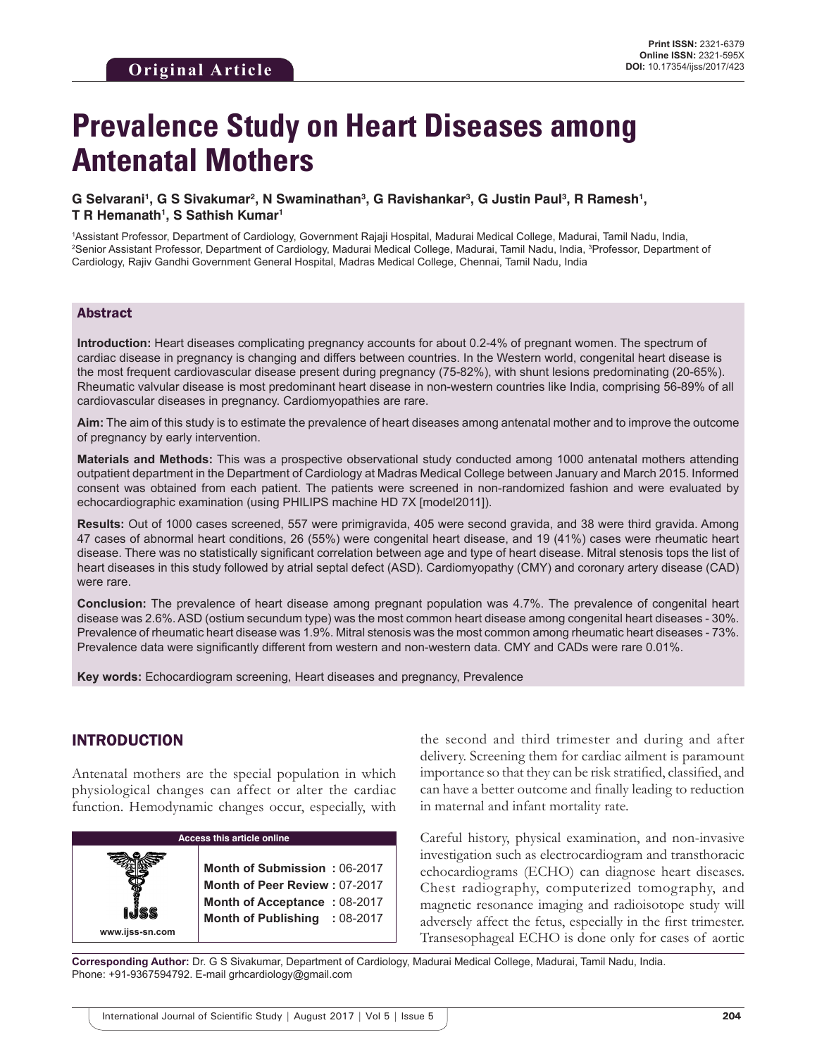Original Article

Print ISSN: 2321-6379
Online ISSN: 2321-595X
DOI: 10.17354/ijss/2017/423

# Prevalence Study on Heart Diseases among Antenatal Mothers

**G Selvarani[1], G S Sivakumar[2], N Swaminathan[3], G Ravishankar[3], G Justin Paul[3], R Ramesh[1], T R Hemanath[1], S Sathish Kumar[1]**

[1]Assistant Professor, Department of Cardiology, Government Rajaji Hospital, Madurai Medical College, Madurai, Tamil Nadu, India, [2]Senior Assistant Professor, Department of Cardiology, Madurai Medical College, Madurai, Tamil Nadu, India, [3]Professor, Department of Cardiology, Rajiv Gandhi Government General Hospital, Madras Medical College, Chennai, Tamil Nadu, India

## Abstract

**Introduction:** Heart diseases complicating pregnancy accounts for about 0.2-4% of pregnant women. The spectrum of cardiac disease in pregnancy is changing and differs between countries. In the Western world, congenital heart disease is the most frequent cardiovascular disease present during pregnancy (75-82%), with shunt lesions predominating (20-65%). Rheumatic valvular disease is most predominant heart disease in non-western countries like India, comprising 56-89% of all cardiovascular diseases in pregnancy. Cardiomyopathies are rare.

**Aim:** The aim of this study is to estimate the prevalence of heart diseases among antenatal mother and to improve the outcome of pregnancy by early intervention.

**Materials and Methods:** This was a prospective observational study conducted among 1000 antenatal mothers attending outpatient department in the Department of Cardiology at Madras Medical College between January and March 2015. Informed consent was obtained from each patient. The patients were screened in non-randomized fashion and were evaluated by echocardiographic examination (using PHILIPS machine HD 7X [model2011]).

**Results:** Out of 1000 cases screened, 557 were primigravida, 405 were second gravida, and 38 were third gravida. Among 47 cases of abnormal heart conditions, 26 (55%) were congenital heart disease, and 19 (41%) cases were rheumatic heart disease. There was no statistically significant correlation between age and type of heart disease. Mitral stenosis tops the list of heart diseases in this study followed by atrial septal defect (ASD). Cardiomyopathy (CMY) and coronary artery disease (CAD) were rare.

**Conclusion:** The prevalence of heart disease among pregnant population was 4.7%. The prevalence of congenital heart disease was 2.6%. ASD (ostium secundum type) was the most common heart disease among congenital heart diseases - 30%. Prevalence of rheumatic heart disease was 1.9%. Mitral stenosis was the most common among rheumatic heart diseases - 73%. Prevalence data were significantly different from western and non-western data. CMY and CADs were rare 0.01%.

**Key words:** Echocardiogram screening, Heart diseases and pregnancy, Prevalence

## INTRODUCTION

Antenatal mothers are the special population in which physiological changes can affect or alter the cardiac function. Hemodynamic changes occur, especially, with the second and third trimester and during and after delivery. Screening them for cardiac ailment is paramount importance so that they can be risk stratified, classified, and can have a better outcome and finally leading to reduction in maternal and infant mortality rate.

Careful history, physical examination, and non-invasive investigation such as electrocardiogram and transthoracic echocardiograms (ECHO) can diagnose heart diseases. Chest radiography, computerized tomography, and magnetic resonance imaging and radioisotope study will adversely affect the fetus, especially in the first trimester. Transesophageal ECHO is done only for cases of aortic

| Access this article online | |
|---|---|
| www.ijss-sn.com | **Month of Submission :** 06-2017<br>**Month of Peer Review :** 07-2017<br>**Month of Acceptance :** 08-2017<br>**Month of Publishing :** 08-2017 |

**Corresponding Author:** Dr. G S Sivakumar, Department of Cardiology, Madurai Medical College, Madurai, Tamil Nadu, India. Phone: +91-9367594792. E-mail grhcardiology@gmail.com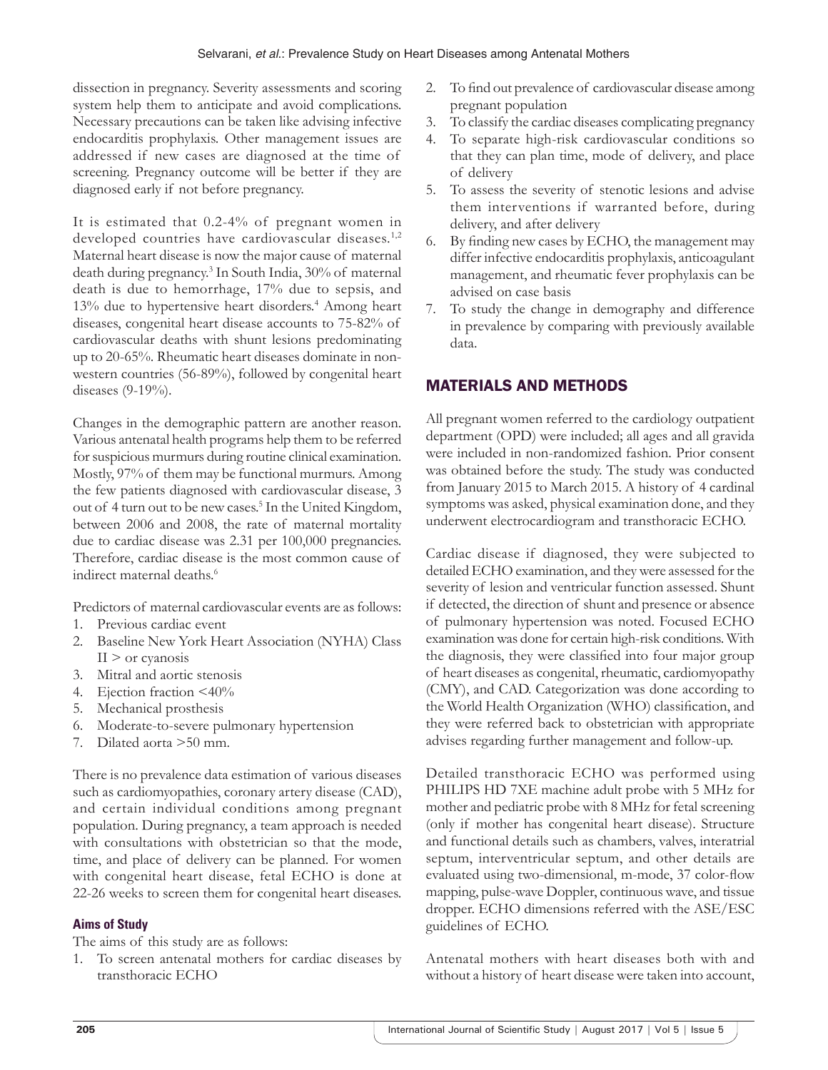dissection in pregnancy. Severity assessments and scoring system help them to anticipate and avoid complications. Necessary precautions can be taken like advising infective endocarditis prophylaxis. Other management issues are addressed if new cases are diagnosed at the time of screening. Pregnancy outcome will be better if they are diagnosed early if not before pregnancy.

It is estimated that 0.2-4% of pregnant women in developed countries have cardiovascular diseases.[1,2] Maternal heart disease is now the major cause of maternal death during pregnancy.[3] In South India, 30% of maternal death is due to hemorrhage, 17% due to sepsis, and 13% due to hypertensive heart disorders.[4] Among heart diseases, congenital heart disease accounts to 75-82% of cardiovascular deaths with shunt lesions predominating up to 20-65%. Rheumatic heart diseases dominate in non-western countries (56-89%), followed by congenital heart diseases (9-19%).

Changes in the demographic pattern are another reason. Various antenatal health programs help them to be referred for suspicious murmurs during routine clinical examination. Mostly, 97% of them may be functional murmurs. Among the few patients diagnosed with cardiovascular disease, 3 out of 4 turn out to be new cases.[5] In the United Kingdom, between 2006 and 2008, the rate of maternal mortality due to cardiac disease was 2.31 per 100,000 pregnancies. Therefore, cardiac disease is the most common cause of indirect maternal deaths.[6]

Predictors of maternal cardiovascular events are as follows:

1. Previous cardiac event
2. Baseline New York Heart Association (NYHA) Class II > or cyanosis
3. Mitral and aortic stenosis
4. Ejection fraction <40%
5. Mechanical prosthesis
6. Moderate-to-severe pulmonary hypertension
7. Dilated aorta >50 mm.

There is no prevalence data estimation of various diseases such as cardiomyopathies, coronary artery disease (CAD), and certain individual conditions among pregnant population. During pregnancy, a team approach is needed with consultations with obstetrician so that the mode, time, and place of delivery can be planned. For women with congenital heart disease, fetal ECHO is done at 22-26 weeks to screen them for congenital heart diseases.

### Aims of Study

The aims of this study are as follows:

1. To screen antenatal mothers for cardiac diseases by transthoracic ECHO
2. To find out prevalence of cardiovascular disease among pregnant population
3. To classify the cardiac diseases complicating pregnancy
4. To separate high-risk cardiovascular conditions so that they can plan time, mode of delivery, and place of delivery
5. To assess the severity of stenotic lesions and advise them interventions if warranted before, during delivery, and after delivery
6. By finding new cases by ECHO, the management may differ infective endocarditis prophylaxis, anticoagulant management, and rheumatic fever prophylaxis can be advised on case basis
7. To study the change in demography and difference in prevalence by comparing with previously available data.

## MATERIALS AND METHODS

All pregnant women referred to the cardiology outpatient department (OPD) were included; all ages and all gravida were included in non-randomized fashion. Prior consent was obtained before the study. The study was conducted from January 2015 to March 2015. A history of 4 cardinal symptoms was asked, physical examination done, and they underwent electrocardiogram and transthoracic ECHO.

Cardiac disease if diagnosed, they were subjected to detailed ECHO examination, and they were assessed for the severity of lesion and ventricular function assessed. Shunt if detected, the direction of shunt and presence or absence of pulmonary hypertension was noted. Focused ECHO examination was done for certain high-risk conditions. With the diagnosis, they were classified into four major group of heart diseases as congenital, rheumatic, cardiomyopathy (CMY), and CAD. Categorization was done according to the World Health Organization (WHO) classification, and they were referred back to obstetrician with appropriate advises regarding further management and follow-up.

Detailed transthoracic ECHO was performed using PHILIPS HD 7XE machine adult probe with 5 MHz for mother and pediatric probe with 8 MHz for fetal screening (only if mother has congenital heart disease). Structure and functional details such as chambers, valves, interatrial septum, interventricular septum, and other details are evaluated using two-dimensional, m-mode, 37 color-flow mapping, pulse-wave Doppler, continuous wave, and tissue dropper. ECHO dimensions referred with the ASE/ESC guidelines of ECHO.

Antenatal mothers with heart diseases both with and without a history of heart disease were taken into account,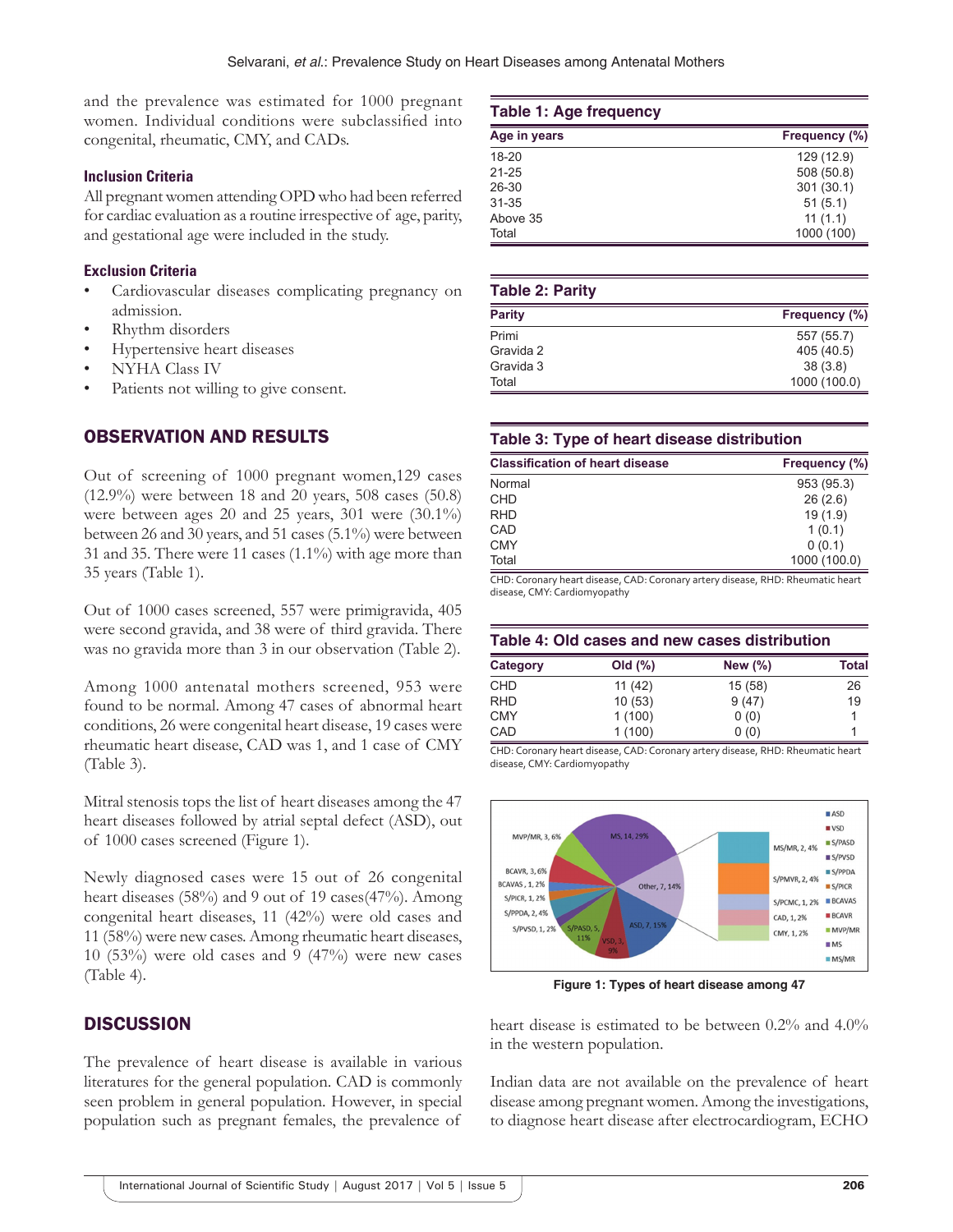and the prevalence was estimated for 1000 pregnant women. Individual conditions were subclassified into congenital, rheumatic, CMY, and CADs.

### Inclusion Criteria

All pregnant women attending OPD who had been referred for cardiac evaluation as a routine irrespective of age, parity, and gestational age were included in the study.

### Exclusion Criteria

- Cardiovascular diseases complicating pregnancy on admission.
- Rhythm disorders
- Hypertensive heart diseases
- NYHA Class IV
- Patients not willing to give consent.

## OBSERVATION AND RESULTS

Out of screening of 1000 pregnant women,129 cases (12.9%) were between 18 and 20 years, 508 cases (50.8) were between ages 20 and 25 years, 301 were (30.1%) between 26 and 30 years, and 51 cases (5.1%) were between 31 and 35. There were 11 cases (1.1%) with age more than 35 years (Table 1).

Out of 1000 cases screened, 557 were primigravida, 405 were second gravida, and 38 were of third gravida. There was no gravida more than 3 in our observation (Table 2).

Among 1000 antenatal mothers screened, 953 were found to be normal. Among 47 cases of abnormal heart conditions, 26 were congenital heart disease, 19 cases were rheumatic heart disease, CAD was 1, and 1 case of CMY (Table 3).

Mitral stenosis tops the list of heart diseases among the 47 heart diseases followed by atrial septal defect (ASD), out of 1000 cases screened (Figure 1).

Newly diagnosed cases were 15 out of 26 congenital heart diseases (58%) and 9 out of 19 cases(47%). Among congenital heart diseases, 11 (42%) were old cases and 11 (58%) were new cases. Among rheumatic heart diseases, 10 (53%) were old cases and 9 (47%) were new cases (Table 4).

**Table 1: Age frequency**

| Age in years | Frequency (%) |
|---|---|
| 18-20 | 129 (12.9) |
| 21-25 | 508 (50.8) |
| 26-30 | 301 (30.1) |
| 31-35 | 51 (5.1) |
| Above 35 | 11 (1.1) |
| Total | 1000 (100) |

**Table 2: Parity**

| Parity | Frequency (%) |
|---|---|
| Primi | 557 (55.7) |
| Gravida 2 | 405 (40.5) |
| Gravida 3 | 38 (3.8) |
| Total | 1000 (100.0) |

**Table 3: Type of heart disease distribution**

| Classification of heart disease | Frequency (%) |
|---|---|
| Normal | 953 (95.3) |
| CHD | 26 (2.6) |
| RHD | 19 (1.9) |
| CAD | 1 (0.1) |
| CMY | 0 (0.1) |
| Total | 1000 (100.0) |

CHD: Coronary heart disease, CAD: Coronary artery disease, RHD: Rheumatic heart disease, CMY: Cardiomyopathy

**Table 4: Old cases and new cases distribution**

| Category | Old (%) | New (%) | Total |
|---|---|---|---|
| CHD | 11 (42) | 15 (58) | 26 |
| RHD | 10 (53) | 9 (47) | 19 |
| CMY | 1 (100) | 0 (0) | 1 |
| CAD | 1 (100) | 0 (0) | 1 |

CHD: Coronary heart disease, CAD: Coronary artery disease, RHD: Rheumatic heart disease, CMY: Cardiomyopathy

Figure 1: Types of heart disease among 47

## DISCUSSION

The prevalence of heart disease is available in various literatures for the general population. CAD is commonly seen problem in general population. However, in special population such as pregnant females, the prevalence of heart disease is estimated to be between 0.2% and 4.0% in the western population.

Indian data are not available on the prevalence of heart disease among pregnant women. Among the investigations, to diagnose heart disease after electrocardiogram, ECHO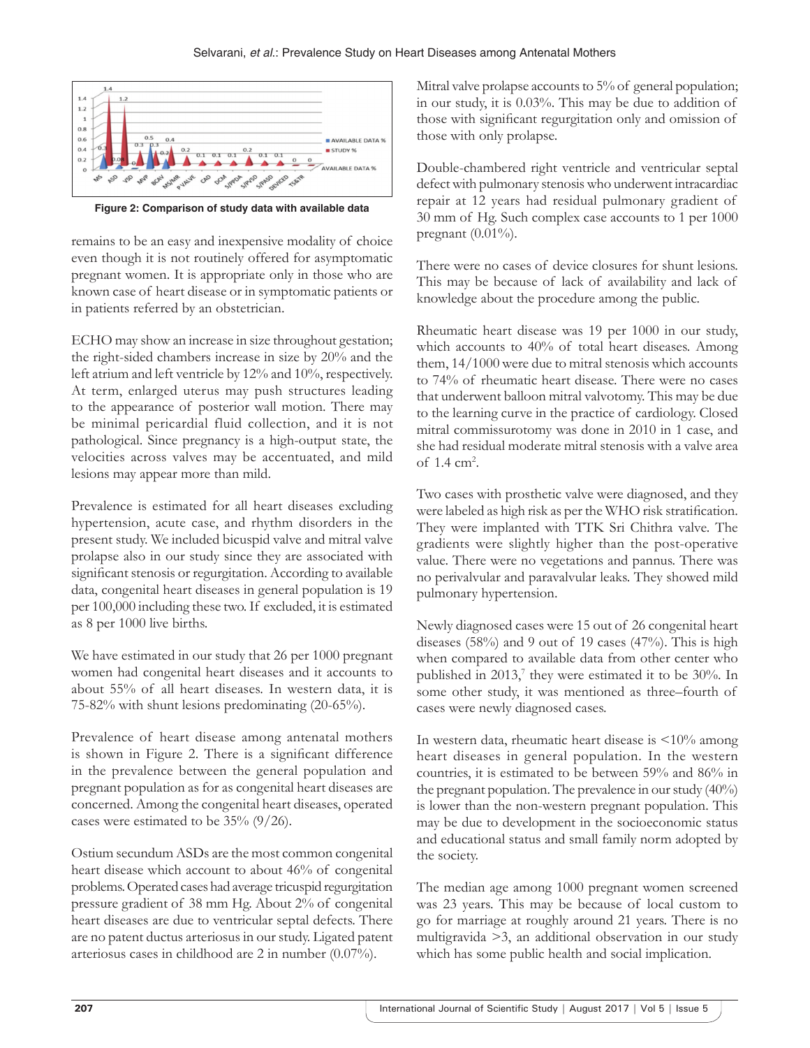Figure 2: Comparison of study data with available data

remains to be an easy and inexpensive modality of choice even though it is not routinely offered for asymptomatic pregnant women. It is appropriate only in those who are known case of heart disease or in symptomatic patients or in patients referred by an obstetrician.

ECHO may show an increase in size throughout gestation; the right-sided chambers increase in size by 20% and the left atrium and left ventricle by 12% and 10%, respectively. At term, enlarged uterus may push structures leading to the appearance of posterior wall motion. There may be minimal pericardial fluid collection, and it is not pathological. Since pregnancy is a high-output state, the velocities across valves may be accentuated, and mild lesions may appear more than mild.

Prevalence is estimated for all heart diseases excluding hypertension, acute case, and rhythm disorders in the present study. We included bicuspid valve and mitral valve prolapse also in our study since they are associated with significant stenosis or regurgitation. According to available data, congenital heart diseases in general population is 19 per 100,000 including these two. If excluded, it is estimated as 8 per 1000 live births.

We have estimated in our study that 26 per 1000 pregnant women had congenital heart diseases and it accounts to about 55% of all heart diseases. In western data, it is 75-82% with shunt lesions predominating (20-65%).

Prevalence of heart disease among antenatal mothers is shown in Figure 2. There is a significant difference in the prevalence between the general population and pregnant population as for as congenital heart diseases are concerned. Among the congenital heart diseases, operated cases were estimated to be 35% (9/26).

Ostium secundum ASDs are the most common congenital heart disease which account to about 46% of congenital problems. Operated cases had average tricuspid regurgitation pressure gradient of 38 mm Hg. About 2% of congenital heart diseases are due to ventricular septal defects. There are no patent ductus arteriosus in our study. Ligated patent arteriosus cases in childhood are 2 in number (0.07%).

Mitral valve prolapse accounts to 5% of general population; in our study, it is 0.03%. This may be due to addition of those with significant regurgitation only and omission of those with only prolapse.

Double-chambered right ventricle and ventricular septal defect with pulmonary stenosis who underwent intracardiac repair at 12 years had residual pulmonary gradient of 30 mm of Hg. Such complex case accounts to 1 per 1000 pregnant (0.01%).

There were no cases of device closures for shunt lesions. This may be because of lack of availability and lack of knowledge about the procedure among the public.

Rheumatic heart disease was 19 per 1000 in our study, which accounts to 40% of total heart diseases. Among them, 14/1000 were due to mitral stenosis which accounts to 74% of rheumatic heart disease. There were no cases that underwent balloon mitral valvotomy. This may be due to the learning curve in the practice of cardiology. Closed mitral commissurotomy was done in 2010 in 1 case, and she had residual moderate mitral stenosis with a valve area of 1.4 $cm^2$.

Two cases with prosthetic valve were diagnosed, and they were labeled as high risk as per the WHO risk stratification. They were implanted with TTK Sri Chithra valve. The gradients were slightly higher than the post-operative value. There were no vegetations and pannus. There was no perivalvular and paravalvular leaks. They showed mild pulmonary hypertension.

Newly diagnosed cases were 15 out of 26 congenital heart diseases (58%) and 9 out of 19 cases (47%). This is high when compared to available data from other center who published in 2013,[7] they were estimated it to be 30%. In some other study, it was mentioned as three–fourth of cases were newly diagnosed cases.

In western data, rheumatic heart disease is <10% among heart diseases in general population. In the western countries, it is estimated to be between 59% and 86% in the pregnant population. The prevalence in our study (40%) is lower than the non-western pregnant population. This may be due to development in the socioeconomic status and educational status and small family norm adopted by the society.

The median age among 1000 pregnant women screened was 23 years. This may be because of local custom to go for marriage at roughly around 21 years. There is no multigravida >3, an additional observation in our study which has some public health and social implication.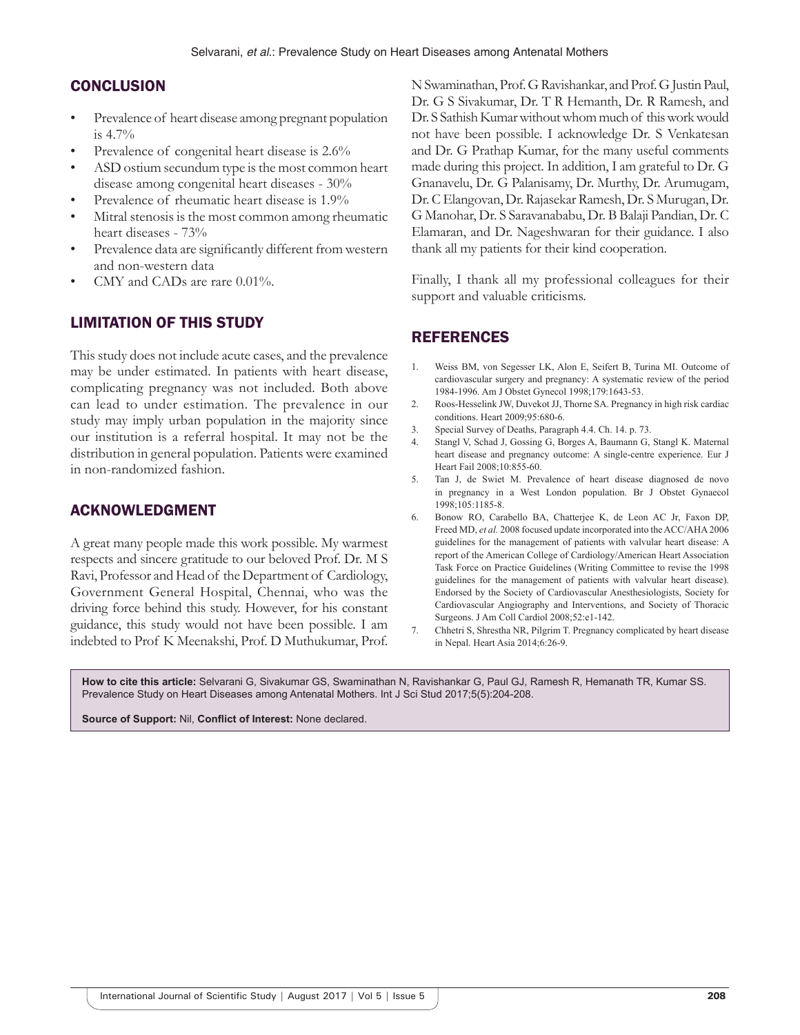## CONCLUSION

- Prevalence of heart disease among pregnant population is 4.7%
- Prevalence of congenital heart disease is 2.6%
- ASD ostium secundum type is the most common heart disease among congenital heart diseases - 30%
- Prevalence of rheumatic heart disease is 1.9%
- Mitral stenosis is the most common among rheumatic heart diseases - 73%
- Prevalence data are significantly different from western and non-western data
- CMY and CADs are rare 0.01%.

## LIMITATION OF THIS STUDY

This study does not include acute cases, and the prevalence may be under estimated. In patients with heart disease, complicating pregnancy was not included. Both above can lead to under estimation. The prevalence in our study may imply urban population in the majority since our institution is a referral hospital. It may not be the distribution in general population. Patients were examined in non-randomized fashion.

## ACKNOWLEDGMENT

A great many people made this work possible. My warmest respects and sincere gratitude to our beloved Prof. Dr. M S Ravi, Professor and Head of the Department of Cardiology, Government General Hospital, Chennai, who was the driving force behind this study. However, for his constant guidance, this study would not have been possible. I am indebted to Prof K Meenakshi, Prof. D Muthukumar, Prof. N Swaminathan, Prof. G Ravishankar, and Prof. G Justin Paul, Dr. G S Sivakumar, Dr. T R Hemanth, Dr. R Ramesh, and Dr. S Sathish Kumar without whom much of this work would not have been possible. I acknowledge Dr. S Venkatesan and Dr. G Prathap Kumar, for the many useful comments made during this project. In addition, I am grateful to Dr. G Gnanavelu, Dr. G Palanisamy, Dr. Murthy, Dr. Arumugam, Dr. C Elangovan, Dr. Rajasekar Ramesh, Dr. S Murugan, Dr. G Manohar, Dr. S Saravanababu, Dr. B Balaji Pandian, Dr. C Elamaran, and Dr. Nageshwaran for their guidance. I also thank all my patients for their kind cooperation.

Finally, I thank all my professional colleagues for their support and valuable criticisms.

## REFERENCES

1. Weiss BM, von Segesser LK, Alon E, Seifert B, Turina MI. Outcome of cardiovascular surgery and pregnancy: A systematic review of the period 1984-1996. Am J Obstet Gynecol 1998;179:1643-53.
2. Roos-Hesselink JW, Duvekot JJ, Thorne SA. Pregnancy in high risk cardiac conditions. Heart 2009;95:680-6.
3. Special Survey of Deaths, Paragraph 4.4. Ch. 14. p. 73.
4. Stangl V, Schad J, Gossing G, Borges A, Baumann G, Stangl K. Maternal heart disease and pregnancy outcome: A single-centre experience. Eur J Heart Fail 2008;10:855-60.
5. Tan J, de Swiet M. Prevalence of heart disease diagnosed de novo in pregnancy in a West London population. Br J Obstet Gynaecol 1998;105:1185-8.
6. Bonow RO, Carabello BA, Chatterjee K, de Leon AC Jr, Faxon DP, Freed MD, *et al.* 2008 focused update incorporated into the ACC/AHA 2006 guidelines for the management of patients with valvular heart disease: A report of the American College of Cardiology/American Heart Association Task Force on Practice Guidelines (Writing Committee to revise the 1998 guidelines for the management of patients with valvular heart disease). Endorsed by the Society of Cardiovascular Anesthesiologists, Society for Cardiovascular Angiography and Interventions, and Society of Thoracic Surgeons. J Am Coll Cardiol 2008;52:e1-142.
7. Chhetri S, Shrestha NR, Pilgrim T. Pregnancy complicated by heart disease in Nepal. Heart Asia 2014;6:26-9.

**How to cite this article:** Selvarani G, Sivakumar GS, Swaminathan N, Ravishankar G, Paul GJ, Ramesh R, Hemanath TR, Kumar SS. Prevalence Study on Heart Diseases among Antenatal Mothers. Int J Sci Stud 2017;5(5):204-208.

**Source of Support:** Nil, **Conflict of Interest:** None declared.